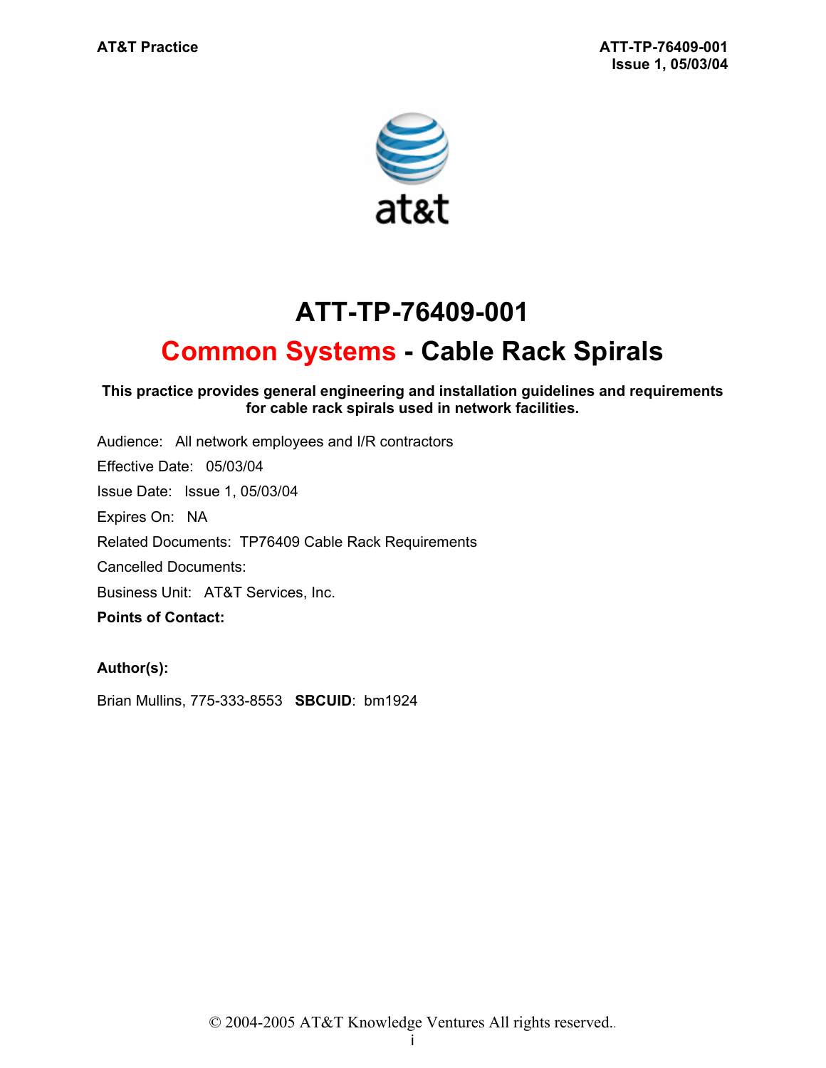# ATT-TP-76409-001

## Common Systems - Cable Rack Spirals

**This practice provides general engineering and installation guidelines and requirements for cable rack spirals used in network facilities.**

Audience: All network employees and I/R contractors

Effective Date: 05/03/04

Issue Date: Issue 1, 05/03/04

Expires On: NA

Related Documents: TP76409 Cable Rack Requirements

Cancelled Documents:

Business Unit: AT&T Services, Inc.

**Points of Contact:**

**Author(s):**

Brian Mullins, 775-333-8553 **SBCUID**: bm1924

© 2004-2005 AT&T Knowledge Ventures All rights reserved..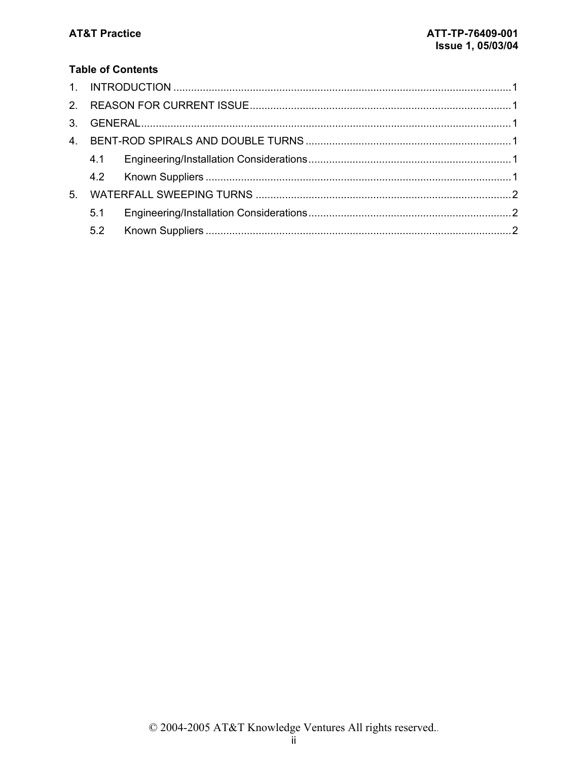## Table of Contents

1. INTRODUCTION ....................................................................................................................1
2. REASON FOR CURRENT ISSUE.........................................................................................1
3. GENERAL.............................................................................................................................1
4. BENT-ROD SPIRALS AND DOUBLE TURNS ......................................................................1
   - 4.1 Engineering/Installation Considerations.....................................................................1
   - 4.2 Known Suppliers ........................................................................................................1
5. WATERFALL SWEEPING TURNS .......................................................................................2
   - 5.1 Engineering/Installation Considerations.....................................................................2
   - 5.2 Known Suppliers ........................................................................................................2

© 2004-2005 AT&T Knowledge Ventures All rights reserved..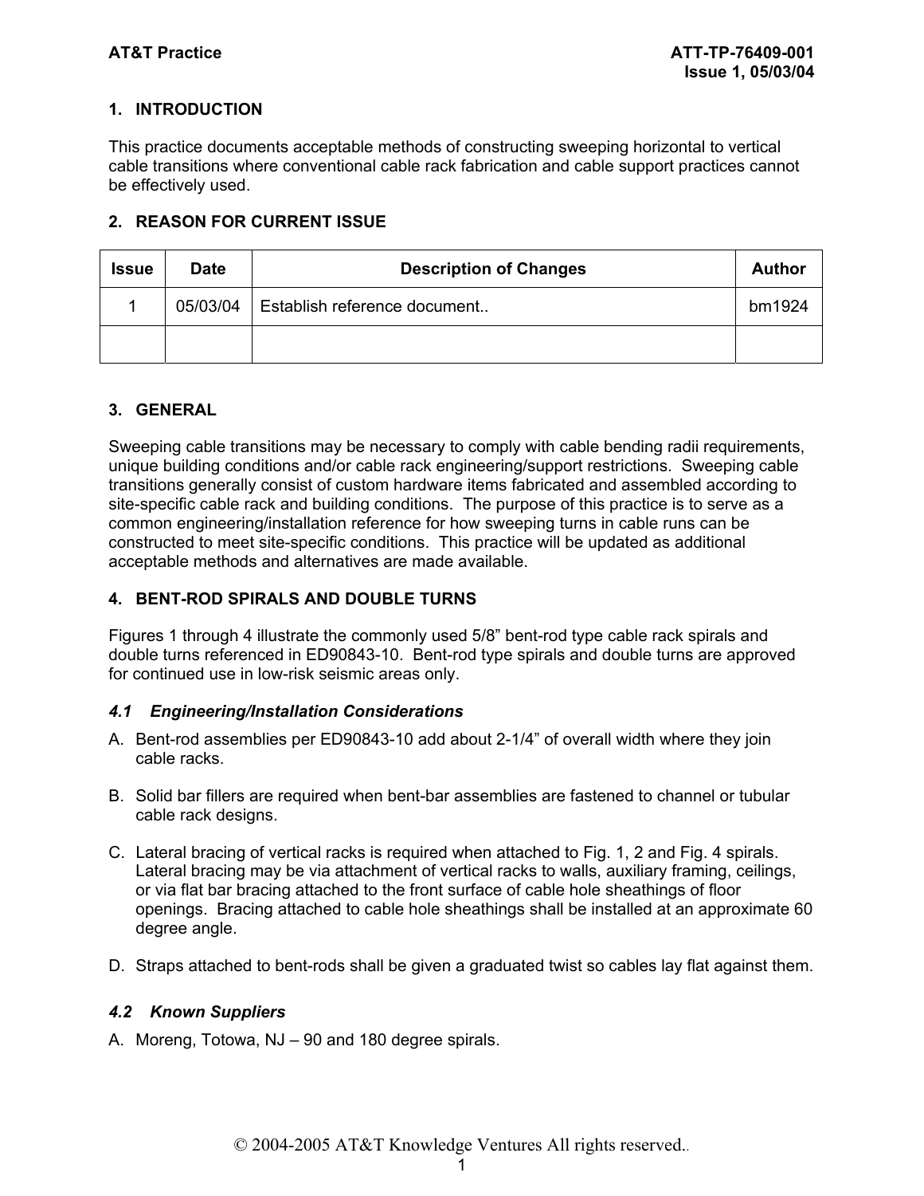## 1. INTRODUCTION

This practice documents acceptable methods of constructing sweeping horizontal to vertical cable transitions where conventional cable rack fabrication and cable support practices cannot be effectively used.

## 2. REASON FOR CURRENT ISSUE

| Issue | Date | Description of Changes | Author |
|---|---|---|---|
| 1 | 05/03/04 | Establish reference document.. | bm1924 |
| | | | |

## 3. GENERAL

Sweeping cable transitions may be necessary to comply with cable bending radii requirements, unique building conditions and/or cable rack engineering/support restrictions. Sweeping cable transitions generally consist of custom hardware items fabricated and assembled according to site-specific cable rack and building conditions. The purpose of this practice is to serve as a common engineering/installation reference for how sweeping turns in cable runs can be constructed to meet site-specific conditions. This practice will be updated as additional acceptable methods and alternatives are made available.

## 4. BENT-ROD SPIRALS AND DOUBLE TURNS

Figures 1 through 4 illustrate the commonly used 5/8" bent-rod type cable rack spirals and double turns referenced in ED90843-10. Bent-rod type spirals and double turns are approved for continued use in low-risk seismic areas only.

### *4.1 Engineering/Installation Considerations*

A. Bent-rod assemblies per ED90843-10 add about 2-1/4" of overall width where they join cable racks.

B. Solid bar fillers are required when bent-bar assemblies are fastened to channel or tubular cable rack designs.

C. Lateral bracing of vertical racks is required when attached to Fig. 1, 2 and Fig. 4 spirals. Lateral bracing may be via attachment of vertical racks to walls, auxiliary framing, ceilings, or via flat bar bracing attached to the front surface of cable hole sheathings of floor openings. Bracing attached to cable hole sheathings shall be installed at an approximate 60 degree angle.

D. Straps attached to bent-rods shall be given a graduated twist so cables lay flat against them.

### *4.2 Known Suppliers*

A. Moreng, Totowa, NJ – 90 and 180 degree spirals.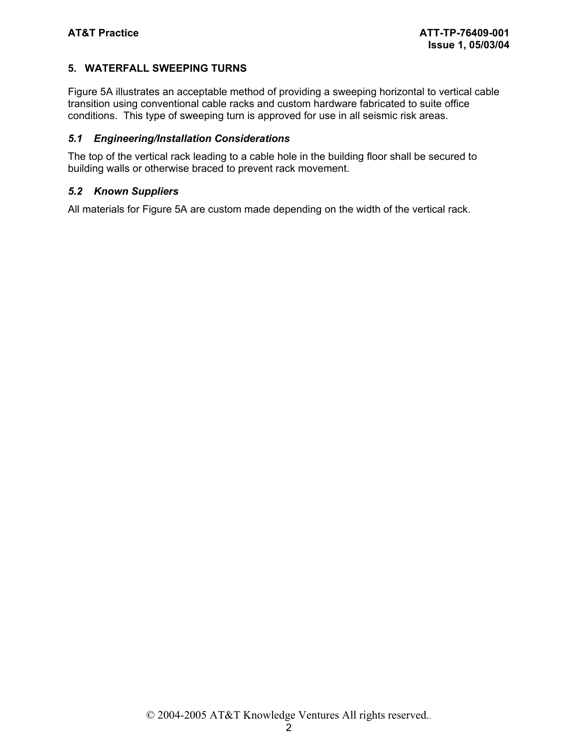## 5. WATERFALL SWEEPING TURNS

Figure 5A illustrates an acceptable method of providing a sweeping horizontal to vertical cable transition using conventional cable racks and custom hardware fabricated to suite office conditions. This type of sweeping turn is approved for use in all seismic risk areas.

### *5.1 Engineering/Installation Considerations*

The top of the vertical rack leading to a cable hole in the building floor shall be secured to building walls or otherwise braced to prevent rack movement.

### *5.2 Known Suppliers*

All materials for Figure 5A are custom made depending on the width of the vertical rack.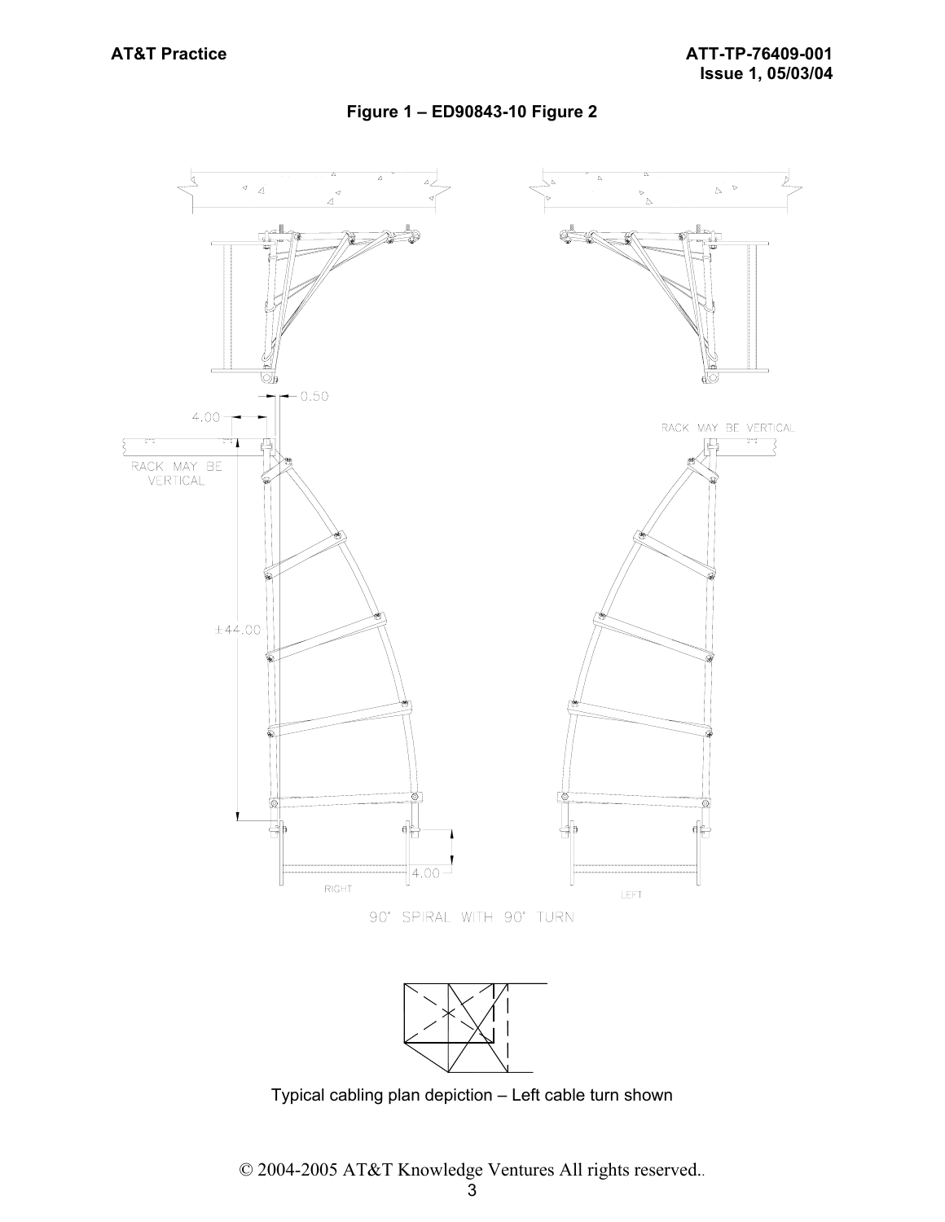**Figure 1 – ED90843-10 Figure 2**

Typical cabling plan depiction – Left cable turn shown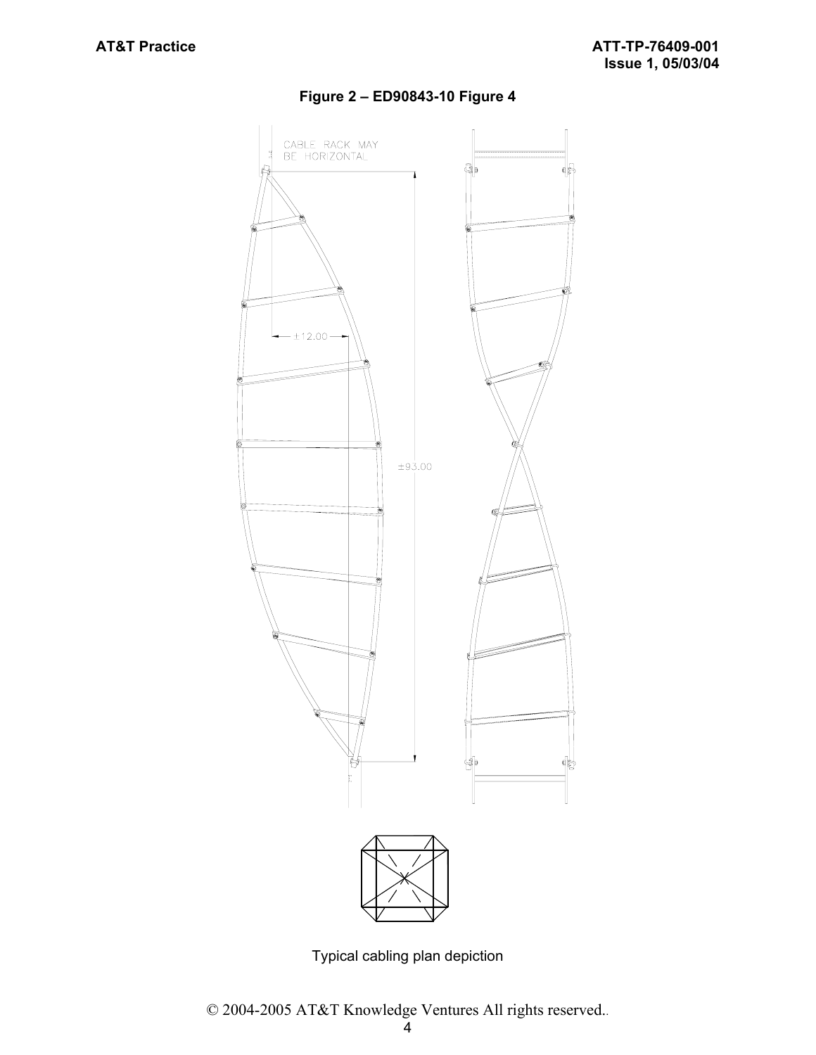**Figure 2 – ED90843-10 Figure 4**

CABLE RACK MAY BE HORIZONTAL

±12.00

±93.00

Typical cabling plan depiction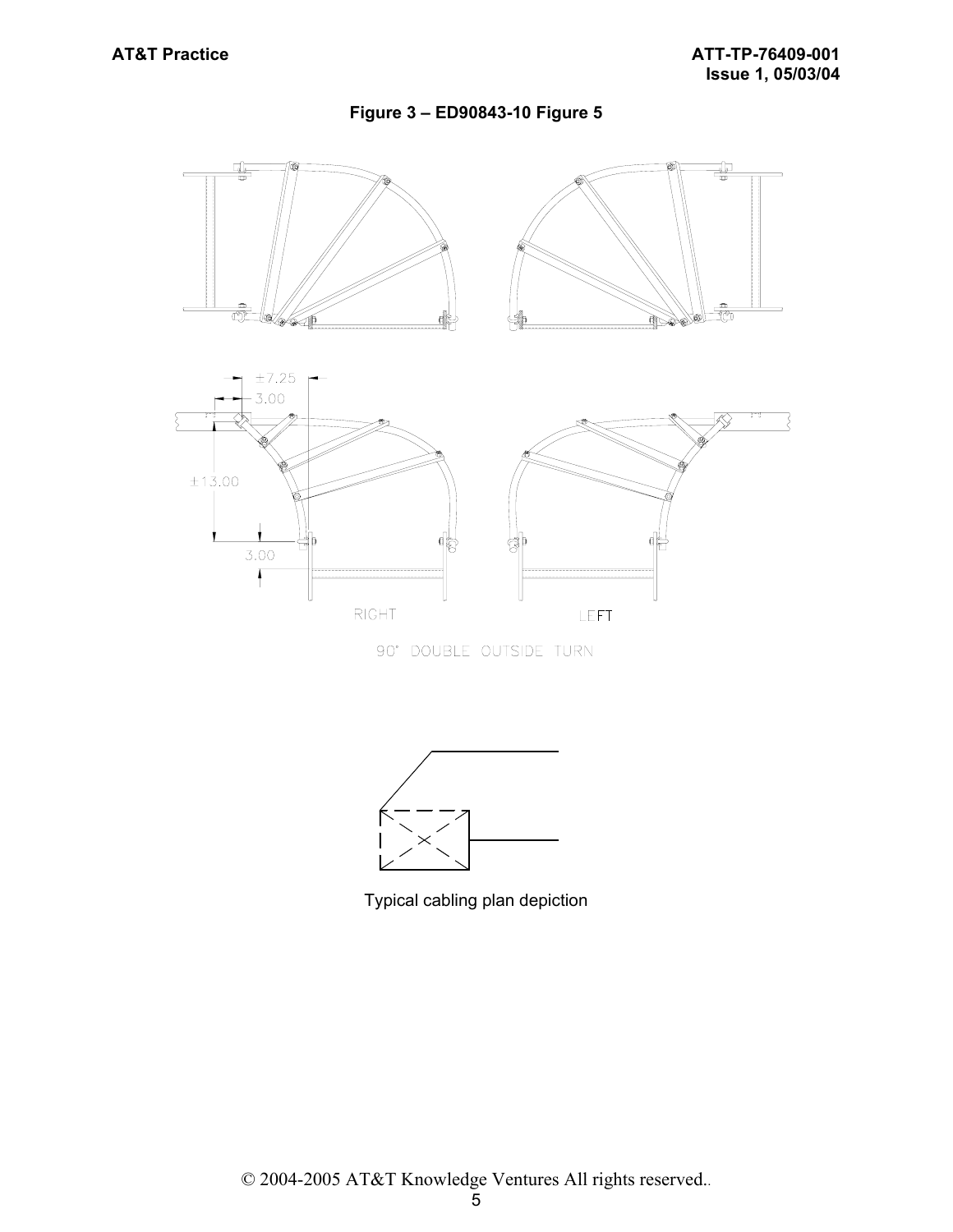**Figure 3 – ED90843-10 Figure 5**

RIGHT

LEFT

90° DOUBLE OUTSIDE TURN

Typical cabling plan depiction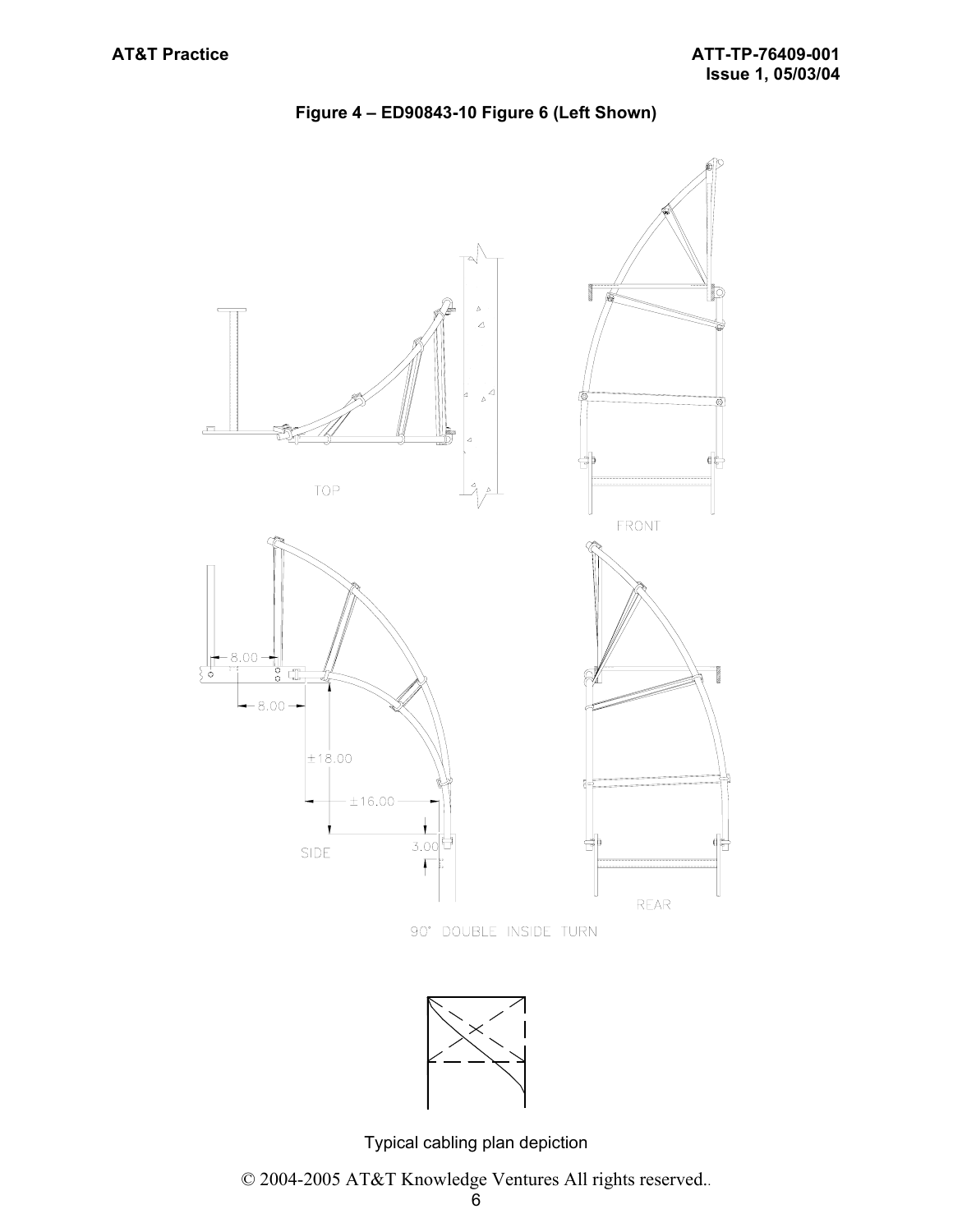**Figure 4 – ED90843-10 Figure 6 (Left Shown)**

TOP

FRONT

SIDE

REAR

90° DOUBLE INSIDE TURN

Typical cabling plan depiction

© 2004-2005 AT&T Knowledge Ventures All rights reserved..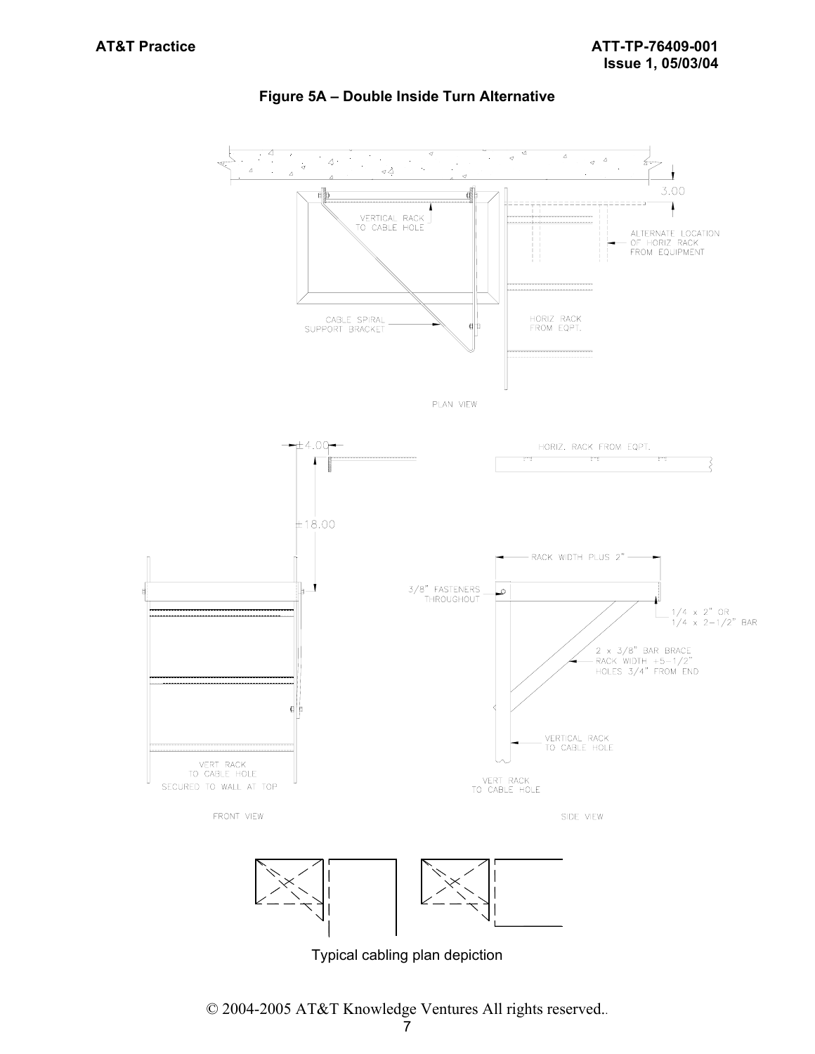**Figure 5A – Double Inside Turn Alternative**

3.00

VERTICAL RACK TO CABLE HOLE

ALTERNATE LOCATION OF HORIZ RACK FROM EQUIPMENT

CABLE SPIRAL SUPPORT BRACKET

HORIZ RACK FROM EQPT.

PLAN VIEW

±4.00

±18.00

HORIZ. RACK FROM EQPT.

RACK WIDTH PLUS 2"

3/8" FASTENERS THROUGHOUT

1/4 x 2" OR 1/4 x 2-1/2" BAR

2 x 3/8" BAR BRACE RACK WIDTH +5-1/2" HOLES 3/4" FROM END

VERTICAL RACK TO CABLE HOLE

VERT RACK TO CABLE HOLE SECURED TO WALL AT TOP

FRONT VIEW

VERT RACK TO CABLE HOLE

SIDE VIEW

Typical cabling plan depiction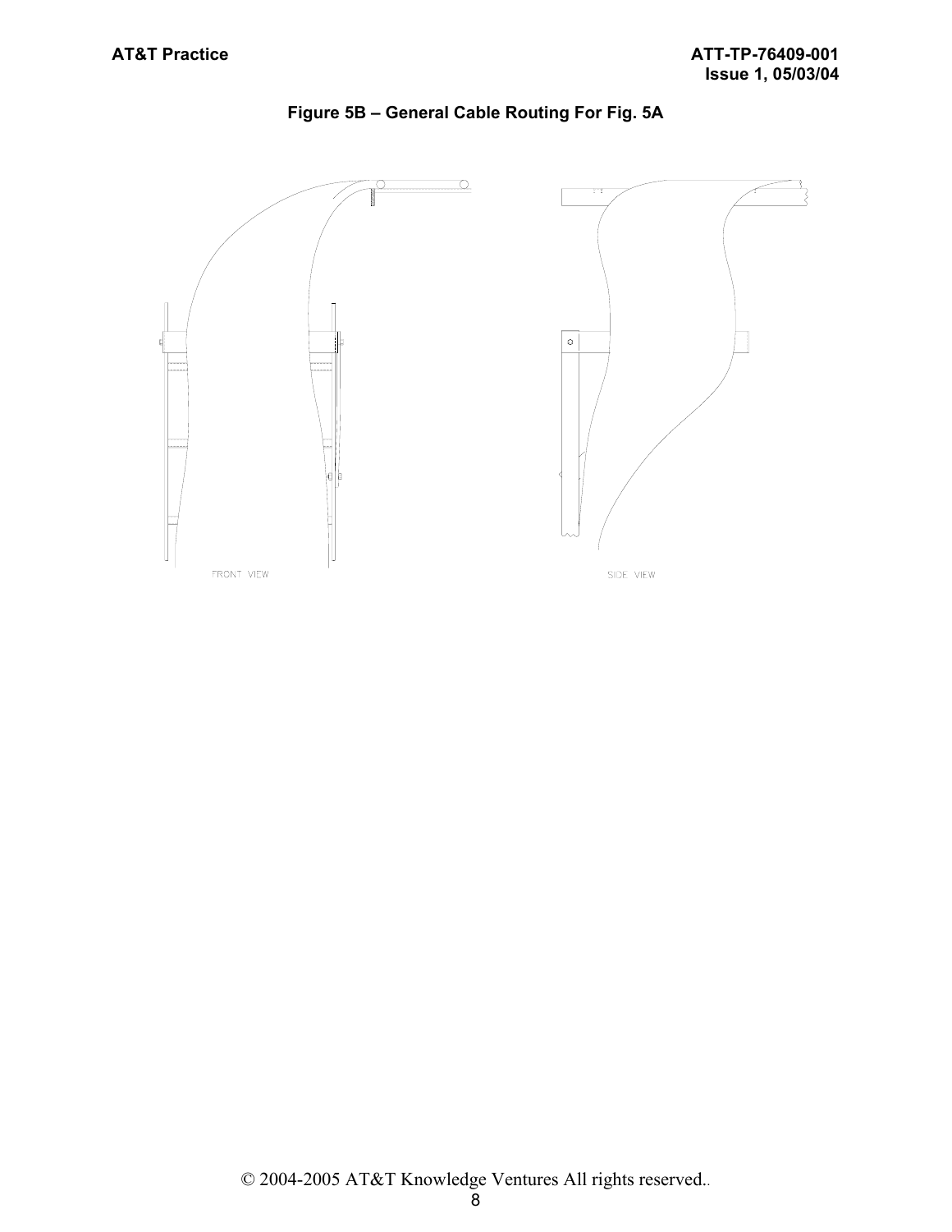**Figure 5B – General Cable Routing For Fig. 5A**

FRONT VIEW

SIDE VIEW